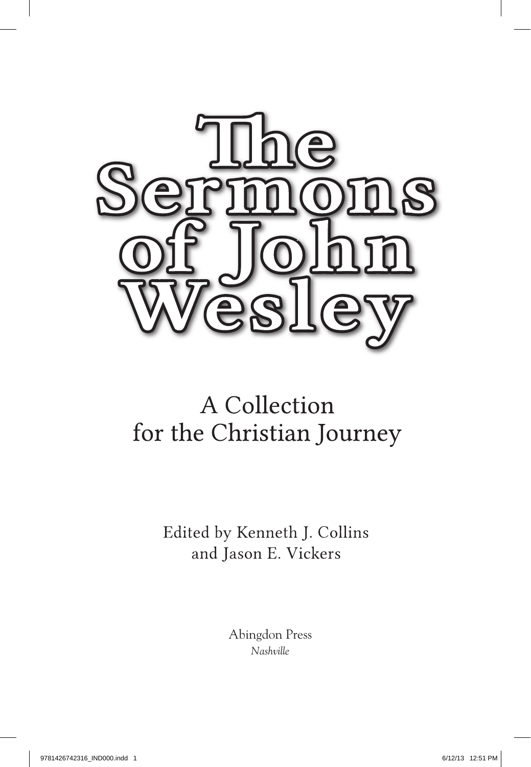# The Sermons of John Wesley

## A Collection for the Christian Journey

Edited by Kenneth J. Collins and Jason E. Vickers

Abingdon Press

*Nashville*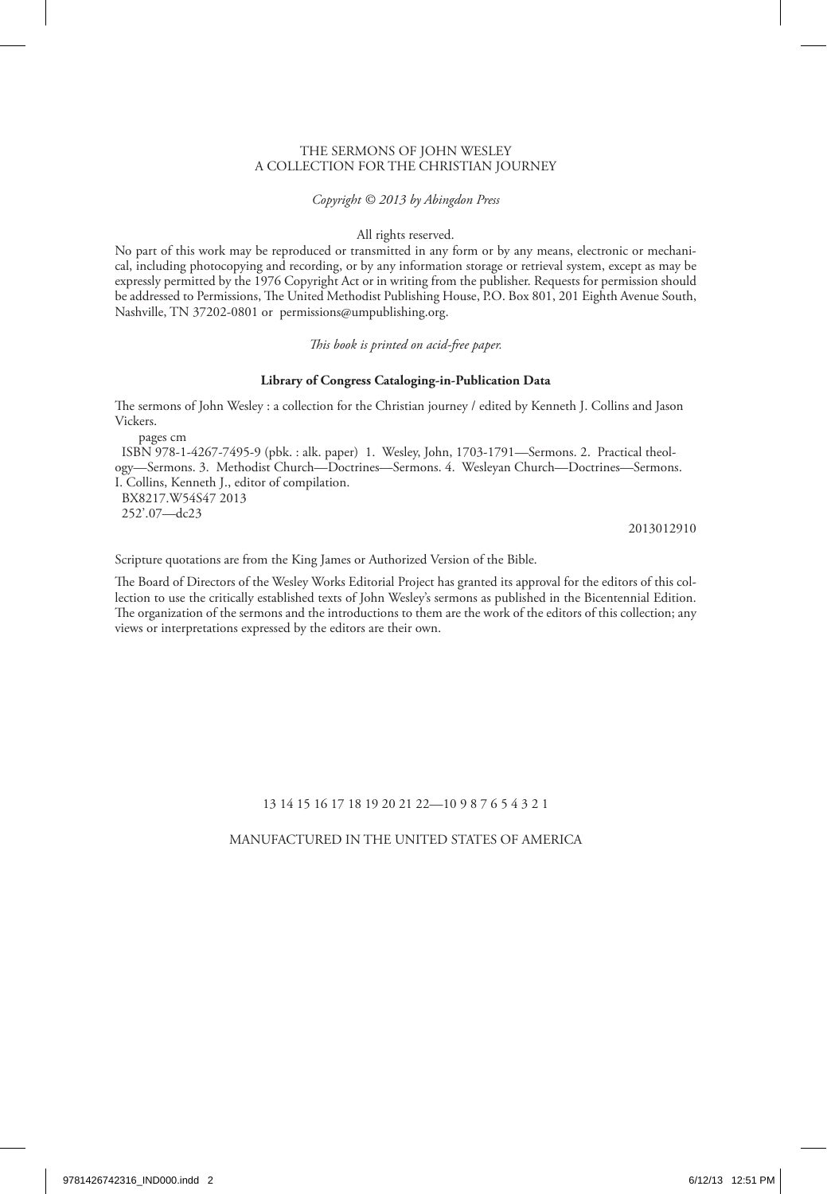THE SERMONS OF JOHN WESLEY
A COLLECTION FOR THE CHRISTIAN JOURNEY

*Copyright © 2013 by Abingdon Press*

All rights reserved.

No part of this work may be reproduced or transmitted in any form or by any means, electronic or mechanical, including photocopying and recording, or by any information storage or retrieval system, except as may be expressly permitted by the 1976 Copyright Act or in writing from the publisher. Requests for permission should be addressed to Permissions, The United Methodist Publishing House, P.O. Box 801, 201 Eighth Avenue South, Nashville, TN 37202-0801 or permissions@umpublishing.org.

*This book is printed on acid-free paper.*

**Library of Congress Cataloging-in-Publication Data**

The sermons of John Wesley : a collection for the Christian journey / edited by Kenneth J. Collins and Jason Vickers.

pages cm

ISBN 978-1-4267-7495-9 (pbk. : alk. paper) 1. Wesley, John, 1703-1791—Sermons. 2. Practical theology—Sermons. 3. Methodist Church—Doctrines—Sermons. 4. Wesleyan Church—Doctrines—Sermons. I. Collins, Kenneth J., editor of compilation.

BX8217.W54S47 2013

252'.07—dc23

2013012910

Scripture quotations are from the King James or Authorized Version of the Bible.

The Board of Directors of the Wesley Works Editorial Project has granted its approval for the editors of this collection to use the critically established texts of John Wesley's sermons as published in the Bicentennial Edition. The organization of the sermons and the introductions to them are the work of the editors of this collection; any views or interpretations expressed by the editors are their own.

13 14 15 16 17 18 19 20 21 22—10 9 8 7 6 5 4 3 2 1

MANUFACTURED IN THE UNITED STATES OF AMERICA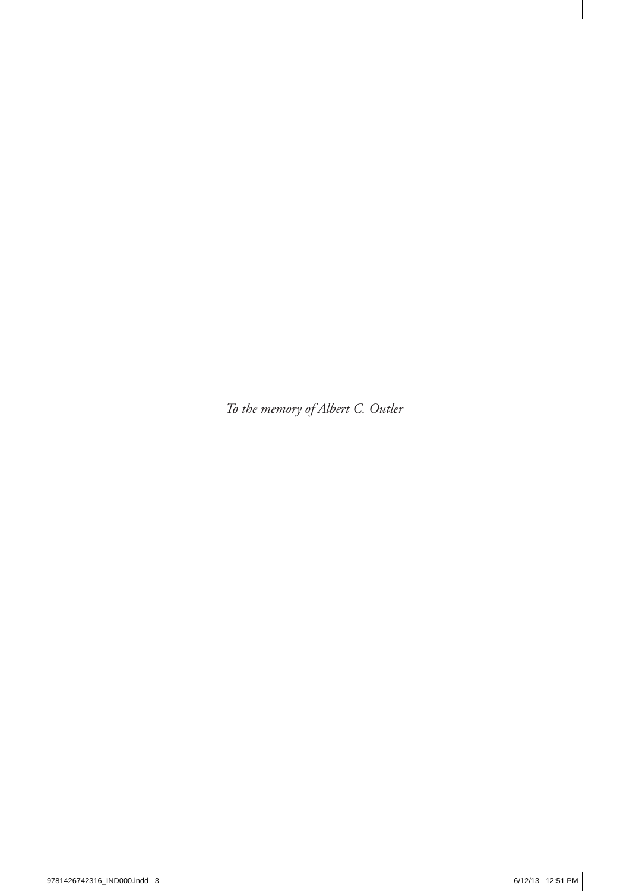*To the memory of Albert C. Outler*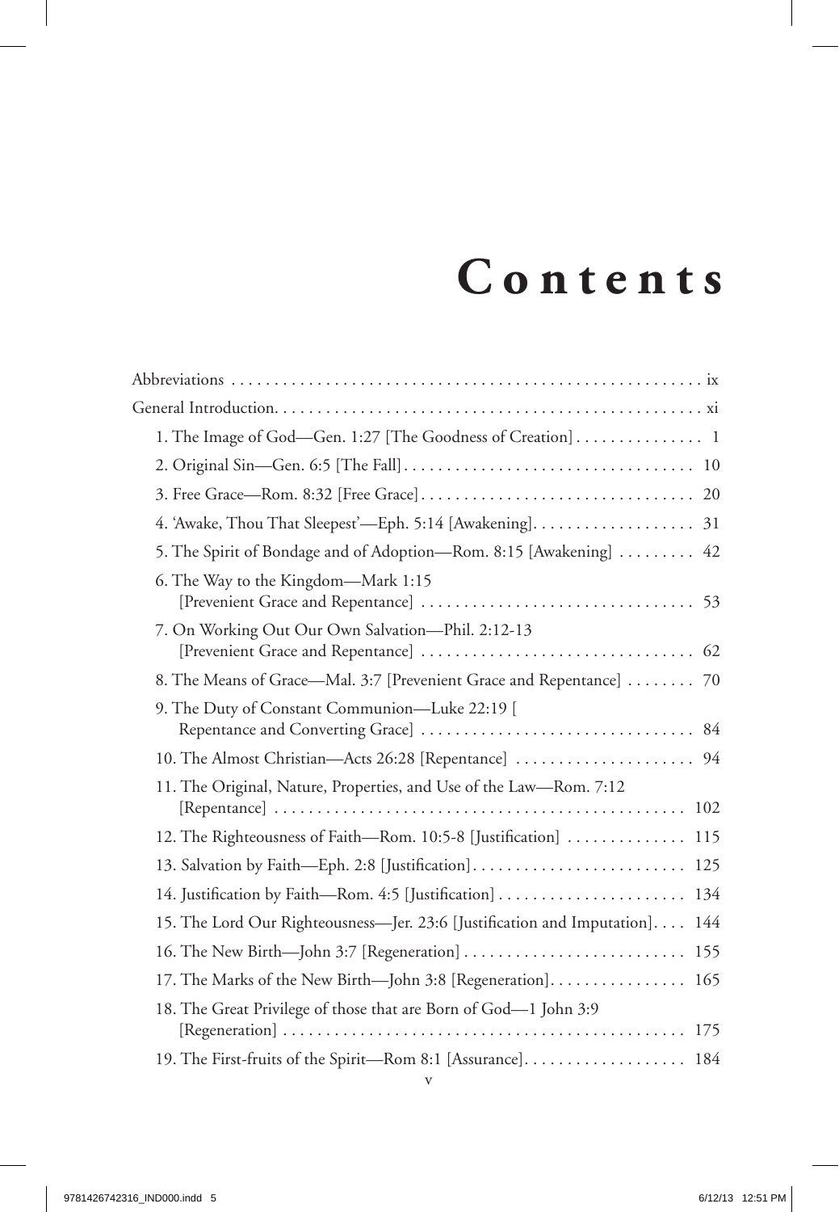# Contents

Abbreviations . . . . . . . . . . . . ix

General Introduction. . . . . . . . . . . . xi

1. The Image of God—Gen. 1:27 [The Goodness of Creation] . . . . . . . . . . . . 1
2. Original Sin—Gen. 6:5 [The Fall] . . . . . . . . . . . . 10
3. Free Grace—Rom. 8:32 [Free Grace] . . . . . . . . . . . . 20
4. 'Awake, Thou That Sleepest'—Eph. 5:14 [Awakening]. . . . . . . . . . . . 31
5. The Spirit of Bondage and of Adoption—Rom. 8:15 [Awakening] . . . . . . . . . . . . 42
6. The Way to the Kingdom—Mark 1:15 [Prevenient Grace and Repentance] . . . . . . . . . . . . 53
7. On Working Out Our Own Salvation—Phil. 2:12-13 [Prevenient Grace and Repentance] . . . . . . . . . . . . 62
8. The Means of Grace—Mal. 3:7 [Prevenient Grace and Repentance] . . . . . . . . . . . . 70
9. The Duty of Constant Communion—Luke 22:19 [ Repentance and Converting Grace] . . . . . . . . . . . . 84
10. The Almost Christian—Acts 26:28 [Repentance] . . . . . . . . . . . . 94
11. The Original, Nature, Properties, and Use of the Law—Rom. 7:12 [Repentance] . . . . . . . . . . . . 102
12. The Righteousness of Faith—Rom. 10:5-8 [Justification] . . . . . . . . . . . . 115
13. Salvation by Faith—Eph. 2:8 [Justification]. . . . . . . . . . . . 125
14. Justification by Faith—Rom. 4:5 [Justification] . . . . . . . . . . . . 134
15. The Lord Our Righteousness—Jer. 23:6 [Justification and Imputation]. . . . . . . . . . . . 144
16. The New Birth—John 3:7 [Regeneration] . . . . . . . . . . . . 155
17. The Marks of the New Birth—John 3:8 [Regeneration]. . . . . . . . . . . . 165
18. The Great Privilege of those that are Born of God—1 John 3:9 [Regeneration] . . . . . . . . . . . . 175
19. The First-fruits of the Spirit—Rom 8:1 [Assurance]. . . . . . . . . . . . 184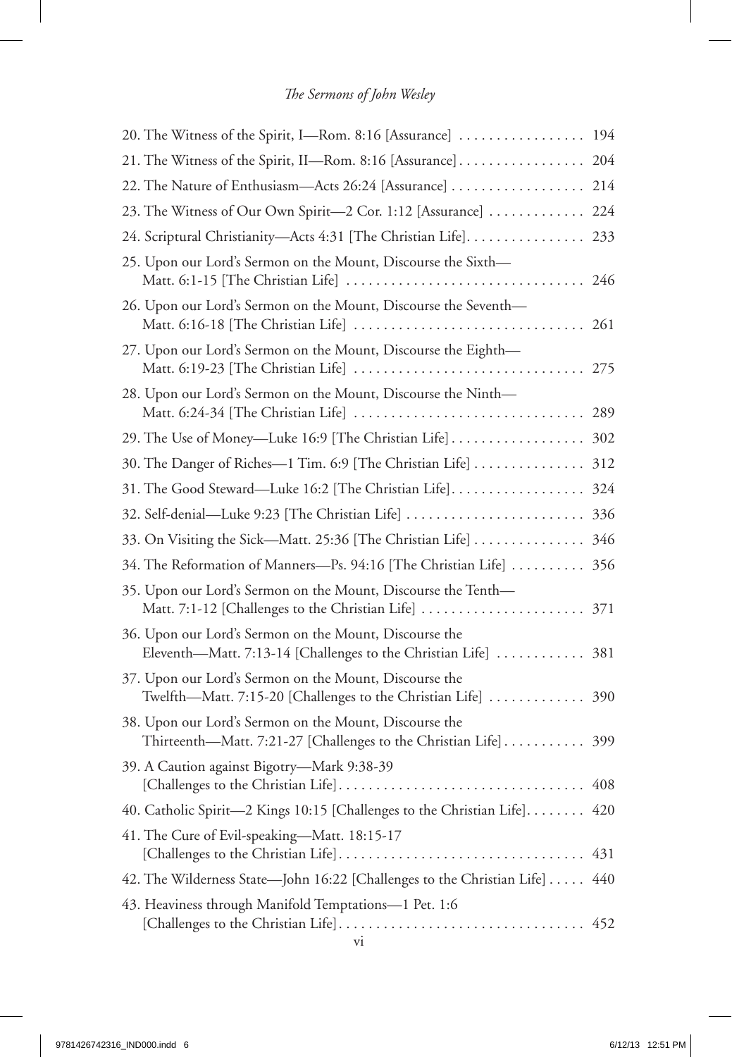20. The Witness of the Spirit, I—Rom. 8:16 [Assurance] . . . . . . . . . . . . . . . . . 194

21. The Witness of the Spirit, II—Rom. 8:16 [Assurance] . . . . . . . . . . . . . . . . . 204

22. The Nature of Enthusiasm—Acts 26:24 [Assurance] . . . . . . . . . . . . . . . . . . 214

23. The Witness of Our Own Spirit—2 Cor. 1:12 [Assurance] . . . . . . . . . . . . . 224

24. Scriptural Christianity—Acts 4:31 [The Christian Life] . . . . . . . . . . . . . . . . 233

25. Upon our Lord's Sermon on the Mount, Discourse the Sixth—
Matt. 6:1-15 [The Christian Life] . . . . . . . . . . . . . . . . . . . . . . . . . . . . . . . . 246

26. Upon our Lord's Sermon on the Mount, Discourse the Seventh—
Matt. 6:16-18 [The Christian Life] . . . . . . . . . . . . . . . . . . . . . . . . . . . . . . . 261

27. Upon our Lord's Sermon on the Mount, Discourse the Eighth—
Matt. 6:19-23 [The Christian Life] . . . . . . . . . . . . . . . . . . . . . . . . . . . . . . . 275

28. Upon our Lord's Sermon on the Mount, Discourse the Ninth—
Matt. 6:24-34 [The Christian Life] . . . . . . . . . . . . . . . . . . . . . . . . . . . . . . . 289

29. The Use of Money—Luke 16:9 [The Christian Life] . . . . . . . . . . . . . . . . . . 302

30. The Danger of Riches—1 Tim. 6:9 [The Christian Life] . . . . . . . . . . . . . . . 312

31. The Good Steward—Luke 16:2 [The Christian Life] . . . . . . . . . . . . . . . . . . 324

32. Self-denial—Luke 9:23 [The Christian Life] . . . . . . . . . . . . . . . . . . . . . . . . 336

33. On Visiting the Sick—Matt. 25:36 [The Christian Life] . . . . . . . . . . . . . . . 346

34. The Reformation of Manners—Ps. 94:16 [The Christian Life] . . . . . . . . . . 356

35. Upon our Lord's Sermon on the Mount, Discourse the Tenth—
Matt. 7:1-12 [Challenges to the Christian Life] . . . . . . . . . . . . . . . . . . . . . . 371

36. Upon our Lord's Sermon on the Mount, Discourse the
Eleventh—Matt. 7:13-14 [Challenges to the Christian Life] . . . . . . . . . . . . 381

37. Upon our Lord's Sermon on the Mount, Discourse the
Twelfth—Matt. 7:15-20 [Challenges to the Christian Life] . . . . . . . . . . . . . 390

38. Upon our Lord's Sermon on the Mount, Discourse the
Thirteenth—Matt. 7:21-27 [Challenges to the Christian Life] . . . . . . . . . . . 399

39. A Caution against Bigotry—Mark 9:38-39
[Challenges to the Christian Life] . . . . . . . . . . . . . . . . . . . . . . . . . . . . . . . . . 408

40. Catholic Spirit—2 Kings 10:15 [Challenges to the Christian Life] . . . . . . . . 420

41. The Cure of Evil-speaking—Matt. 18:15-17
[Challenges to the Christian Life] . . . . . . . . . . . . . . . . . . . . . . . . . . . . . . . . . 431

42. The Wilderness State—John 16:22 [Challenges to the Christian Life] . . . . . 440

43. Heaviness through Manifold Temptations—1 Pet. 1:6
[Challenges to the Christian Life] . . . . . . . . . . . . . . . . . . . . . . . . . . . . . . . . . 452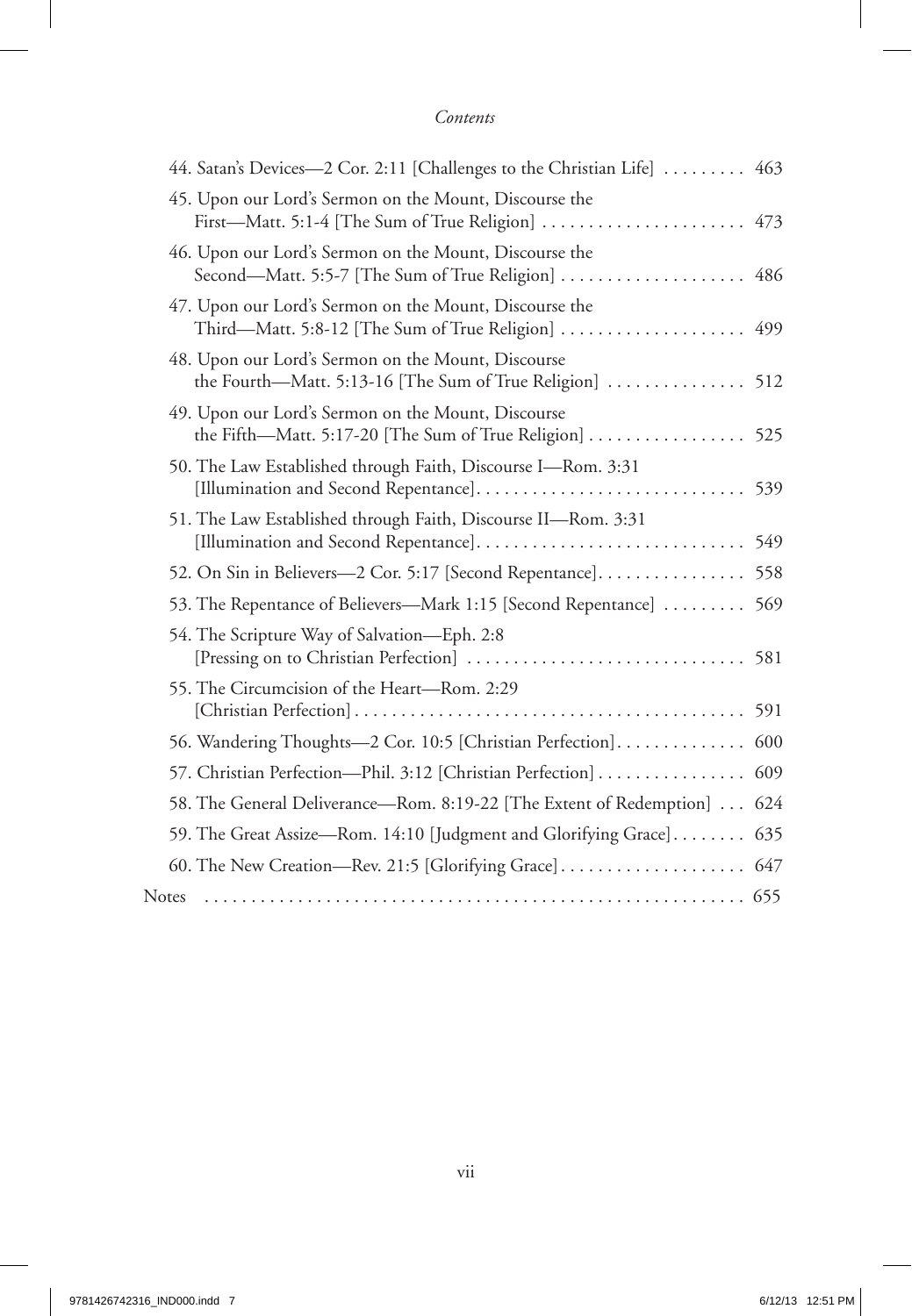*Contents*

44. Satan's Devices—2 Cor. 2:11 [Challenges to the Christian Life] . . . . . . . . . 463

45. Upon our Lord's Sermon on the Mount, Discourse the First—Matt. 5:1-4 [The Sum of True Religion] . . . . . . . . . . . . . . . . . . . . . 473

46. Upon our Lord's Sermon on the Mount, Discourse the Second—Matt. 5:5-7 [The Sum of True Religion] . . . . . . . . . . . . . . . . . . . . 486

47. Upon our Lord's Sermon on the Mount, Discourse the Third—Matt. 5:8-12 [The Sum of True Religion] . . . . . . . . . . . . . . . . . . . . 499

48. Upon our Lord's Sermon on the Mount, Discourse the Fourth—Matt. 5:13-16 [The Sum of True Religion] . . . . . . . . . . . . . . . 512

49. Upon our Lord's Sermon on the Mount, Discourse the Fifth—Matt. 5:17-20 [The Sum of True Religion] . . . . . . . . . . . . . . . . . 525

50. The Law Established through Faith, Discourse I—Rom. 3:31 [Illumination and Second Repentance]. . . . . . . . . . . . . . . . . . . . . . . . . . . . . 539

51. The Law Established through Faith, Discourse II—Rom. 3:31 [Illumination and Second Repentance]. . . . . . . . . . . . . . . . . . . . . . . . . . . . . 549

52. On Sin in Believers—2 Cor. 5:17 [Second Repentance]. . . . . . . . . . . . . . . . 558

53. The Repentance of Believers—Mark 1:15 [Second Repentance] . . . . . . . . . 569

54. The Scripture Way of Salvation—Eph. 2:8 [Pressing on to Christian Perfection] . . . . . . . . . . . . . . . . . . . . . . . . . . . . . . 581

55. The Circumcision of the Heart—Rom. 2:29 [Christian Perfection] . . . . . . . . . . . . . . . . . . . . . . . . . . . . . . . . . . . . . . . . . . 591

56. Wandering Thoughts—2 Cor. 10:5 [Christian Perfection]. . . . . . . . . . . . . . 600

57. Christian Perfection—Phil. 3:12 [Christian Perfection] . . . . . . . . . . . . . . . . 609

58. The General Deliverance—Rom. 8:19-22 [The Extent of Redemption] . . . 624

59. The Great Assize—Rom. 14:10 [Judgment and Glorifying Grace] . . . . . . . . 635

60. The New Creation—Rev. 21:5 [Glorifying Grace] . . . . . . . . . . . . . . . . . . . . 647

Notes . . . . . . . . . . . . . . . . . . . . . . . . . . . . . . . . . . . . . . . . . . . . . . . . . . . . . . . . . 655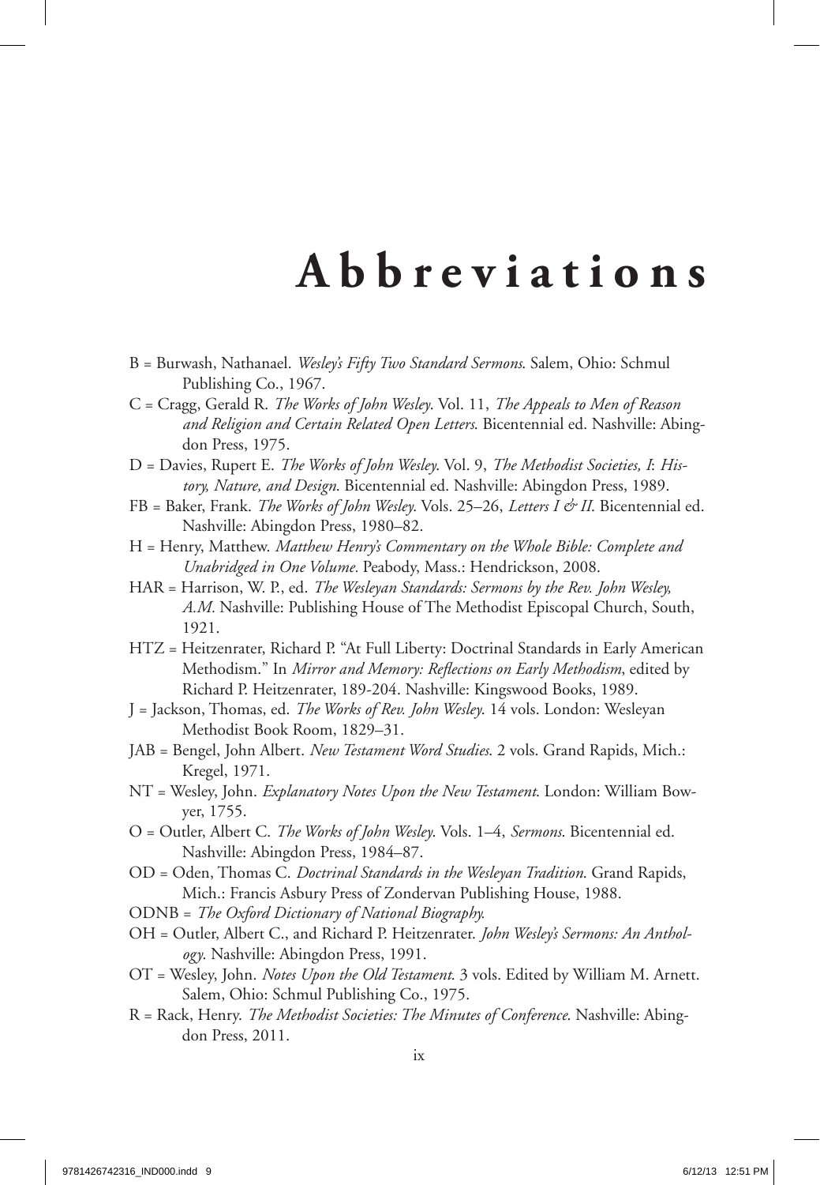# Abbreviations

B = Burwash, Nathanael. *Wesley's Fifty Two Standard Sermons*. Salem, Ohio: Schmul Publishing Co., 1967.

C = Cragg, Gerald R. *The Works of John Wesley*. Vol. 11, *The Appeals to Men of Reason and Religion and Certain Related Open Letters*. Bicentennial ed. Nashville: Abingdon Press, 1975.

D = Davies, Rupert E. *The Works of John Wesley*. Vol. 9, *The Methodist Societies, I*: *History, Nature, and Design*. Bicentennial ed. Nashville: Abingdon Press, 1989.

FB = Baker, Frank. *The Works of John Wesley*. Vols. 25–26, *Letters I & II*. Bicentennial ed. Nashville: Abingdon Press, 1980–82.

H = Henry, Matthew. *Matthew Henry's Commentary on the Whole Bible: Complete and Unabridged in One Volume.* Peabody, Mass.: Hendrickson, 2008.

HAR = Harrison, W. P., ed. *The Wesleyan Standards: Sermons by the Rev. John Wesley, A.M.* Nashville: Publishing House of The Methodist Episcopal Church, South, 1921.

HTZ = Heitzenrater, Richard P. "At Full Liberty: Doctrinal Standards in Early American Methodism." In *Mirror and Memory: Reflections on Early Methodism*, edited by Richard P. Heitzenrater, 189-204. Nashville: Kingswood Books, 1989.

J = Jackson, Thomas, ed. *The Works of Rev. John Wesley.* 14 vols. London: Wesleyan Methodist Book Room, 1829–31.

JAB = Bengel, John Albert. *New Testament Word Studies.* 2 vols. Grand Rapids, Mich.: Kregel, 1971.

NT = Wesley, John. *Explanatory Notes Upon the New Testament*. London: William Bowyer, 1755.

O = Outler, Albert C. *The Works of John Wesley*. Vols. 1–4, *Sermons*. Bicentennial ed. Nashville: Abingdon Press, 1984–87.

OD = Oden, Thomas C. *Doctrinal Standards in the Wesleyan Tradition*. Grand Rapids, Mich.: Francis Asbury Press of Zondervan Publishing House, 1988.

ODNB = *The Oxford Dictionary of National Biography.*

OH = Outler, Albert C., and Richard P. Heitzenrater. *John Wesley's Sermons: An Anthology*. Nashville: Abingdon Press, 1991.

OT = Wesley, John. *Notes Upon the Old Testament.* 3 vols. Edited by William M. Arnett. Salem, Ohio: Schmul Publishing Co., 1975.

R = Rack, Henry. *The Methodist Societies: The Minutes of Conference*. Nashville: Abingdon Press, 2011.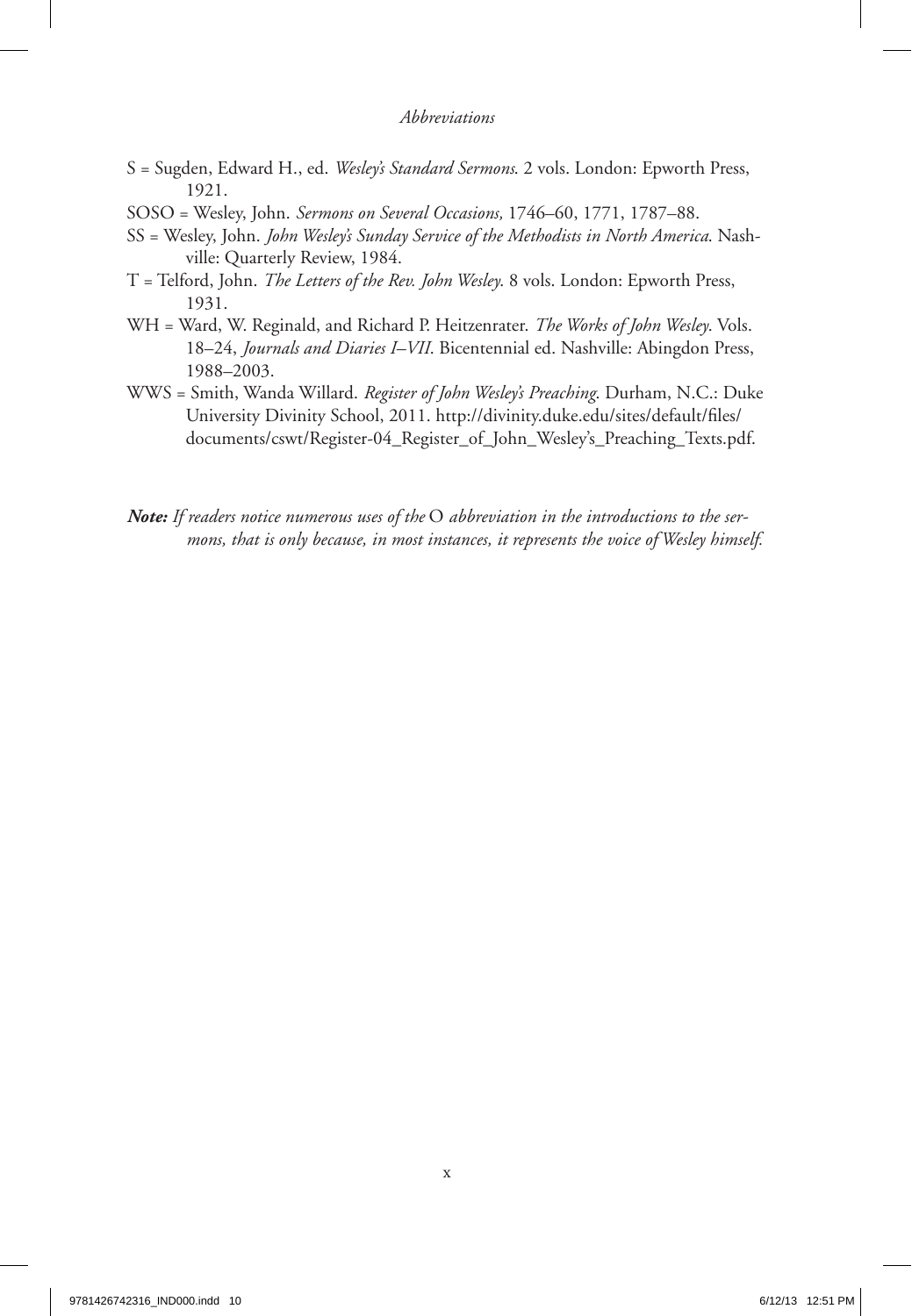S = Sugden, Edward H., ed. *Wesley's Standard Sermons*. 2 vols. London: Epworth Press, 1921.

SOSO = Wesley, John. *Sermons on Several Occasions,* 1746–60, 1771, 1787–88.

SS = Wesley, John. *John Wesley's Sunday Service of the Methodists in North America*. Nashville: Quarterly Review, 1984.

T = Telford, John. *The Letters of the Rev. John Wesley*. 8 vols. London: Epworth Press, 1931.

WH = Ward, W. Reginald, and Richard P. Heitzenrater. *The Works of John Wesley*. Vols. 18–24, *Journals and Diaries I–VII*. Bicentennial ed. Nashville: Abingdon Press, 1988–2003.

WWS = Smith, Wanda Willard. *Register of John Wesley's Preaching*. Durham, N.C.: Duke University Divinity School, 2011. http://divinity.duke.edu/sites/default/files/documents/cswt/Register-04_Register_of_John_Wesley's_Preaching_Texts.pdf.

***Note:*** *If readers notice numerous uses of the* O *abbreviation in the introductions to the sermons, that is only because, in most instances, it represents the voice of Wesley himself.*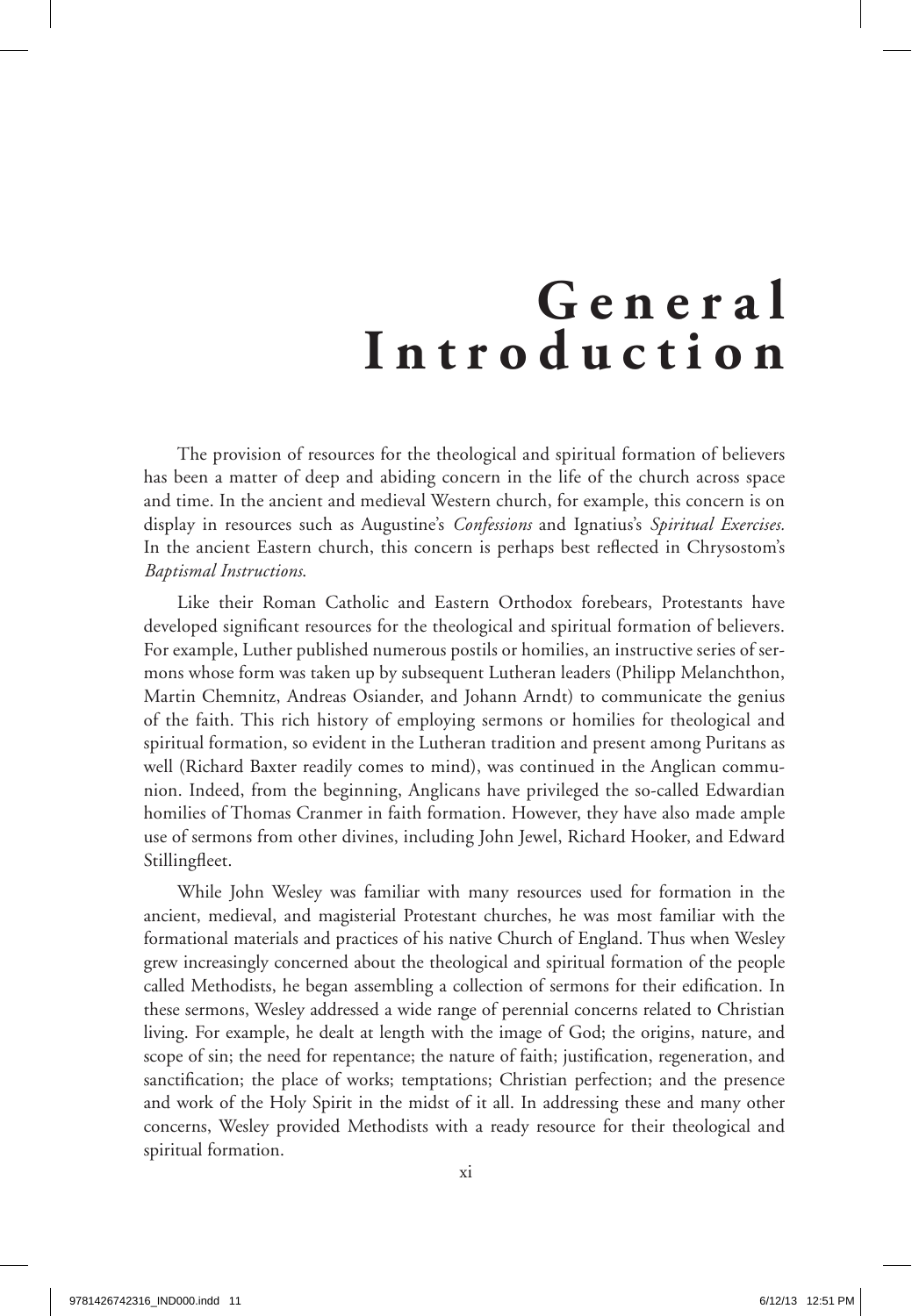# General Introduction

The provision of resources for the theological and spiritual formation of believers has been a matter of deep and abiding concern in the life of the church across space and time. In the ancient and medieval Western church, for example, this concern is on display in resources such as Augustine's *Confessions* and Ignatius's *Spiritual Exercises.* In the ancient Eastern church, this concern is perhaps best reflected in Chrysostom's *Baptismal Instructions.*

Like their Roman Catholic and Eastern Orthodox forebears, Protestants have developed significant resources for the theological and spiritual formation of believers. For example, Luther published numerous postils or homilies, an instructive series of sermons whose form was taken up by subsequent Lutheran leaders (Philipp Melanchthon, Martin Chemnitz, Andreas Osiander, and Johann Arndt) to communicate the genius of the faith. This rich history of employing sermons or homilies for theological and spiritual formation, so evident in the Lutheran tradition and present among Puritans as well (Richard Baxter readily comes to mind), was continued in the Anglican communion. Indeed, from the beginning, Anglicans have privileged the so-called Edwardian homilies of Thomas Cranmer in faith formation. However, they have also made ample use of sermons from other divines, including John Jewel, Richard Hooker, and Edward Stillingfleet.

While John Wesley was familiar with many resources used for formation in the ancient, medieval, and magisterial Protestant churches, he was most familiar with the formational materials and practices of his native Church of England. Thus when Wesley grew increasingly concerned about the theological and spiritual formation of the people called Methodists, he began assembling a collection of sermons for their edification. In these sermons, Wesley addressed a wide range of perennial concerns related to Christian living. For example, he dealt at length with the image of God; the origins, nature, and scope of sin; the need for repentance; the nature of faith; justification, regeneration, and sanctification; the place of works; temptations; Christian perfection; and the presence and work of the Holy Spirit in the midst of it all. In addressing these and many other concerns, Wesley provided Methodists with a ready resource for their theological and spiritual formation.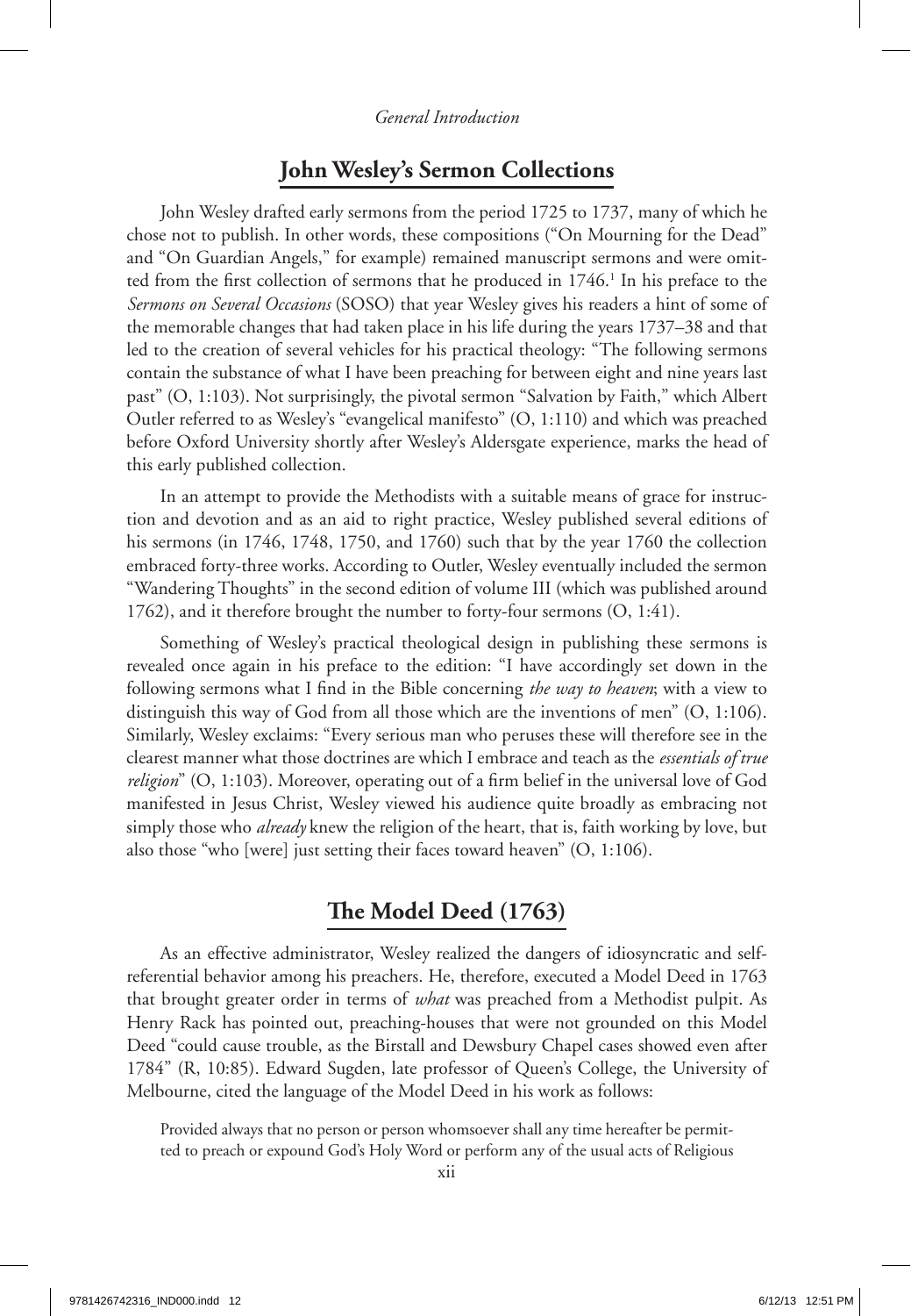## John Wesley's Sermon Collections

John Wesley drafted early sermons from the period 1725 to 1737, many of which he chose not to publish. In other words, these compositions ("On Mourning for the Dead" and "On Guardian Angels," for example) remained manuscript sermons and were omitted from the first collection of sermons that he produced in 1746.[1] In his preface to the *Sermons on Several Occasions* (SOSO) that year Wesley gives his readers a hint of some of the memorable changes that had taken place in his life during the years 1737–38 and that led to the creation of several vehicles for his practical theology: "The following sermons contain the substance of what I have been preaching for between eight and nine years last past" (O, 1:103). Not surprisingly, the pivotal sermon "Salvation by Faith," which Albert Outler referred to as Wesley's "evangelical manifesto" (O, 1:110) and which was preached before Oxford University shortly after Wesley's Aldersgate experience, marks the head of this early published collection.

In an attempt to provide the Methodists with a suitable means of grace for instruction and devotion and as an aid to right practice, Wesley published several editions of his sermons (in 1746, 1748, 1750, and 1760) such that by the year 1760 the collection embraced forty-three works. According to Outler, Wesley eventually included the sermon "Wandering Thoughts" in the second edition of volume III (which was published around 1762), and it therefore brought the number to forty-four sermons (O, 1:41).

Something of Wesley's practical theological design in publishing these sermons is revealed once again in his preface to the edition: "I have accordingly set down in the following sermons what I find in the Bible concerning *the way to heaven*; with a view to distinguish this way of God from all those which are the inventions of men" (O, 1:106). Similarly, Wesley exclaims: "Every serious man who peruses these will therefore see in the clearest manner what those doctrines are which I embrace and teach as the *essentials of true religion*" (O, 1:103). Moreover, operating out of a firm belief in the universal love of God manifested in Jesus Christ, Wesley viewed his audience quite broadly as embracing not simply those who *already* knew the religion of the heart, that is, faith working by love, but also those "who [were] just setting their faces toward heaven" (O, 1:106).

## The Model Deed (1763)

As an effective administrator, Wesley realized the dangers of idiosyncratic and self-referential behavior among his preachers. He, therefore, executed a Model Deed in 1763 that brought greater order in terms of *what* was preached from a Methodist pulpit. As Henry Rack has pointed out, preaching-houses that were not grounded on this Model Deed "could cause trouble, as the Birstall and Dewsbury Chapel cases showed even after 1784" (R, 10:85). Edward Sugden, late professor of Queen's College, the University of Melbourne, cited the language of the Model Deed in his work as follows:

> Provided always that no person or person whomsoever shall any time hereafter be permitted to preach or expound God's Holy Word or perform any of the usual acts of Religious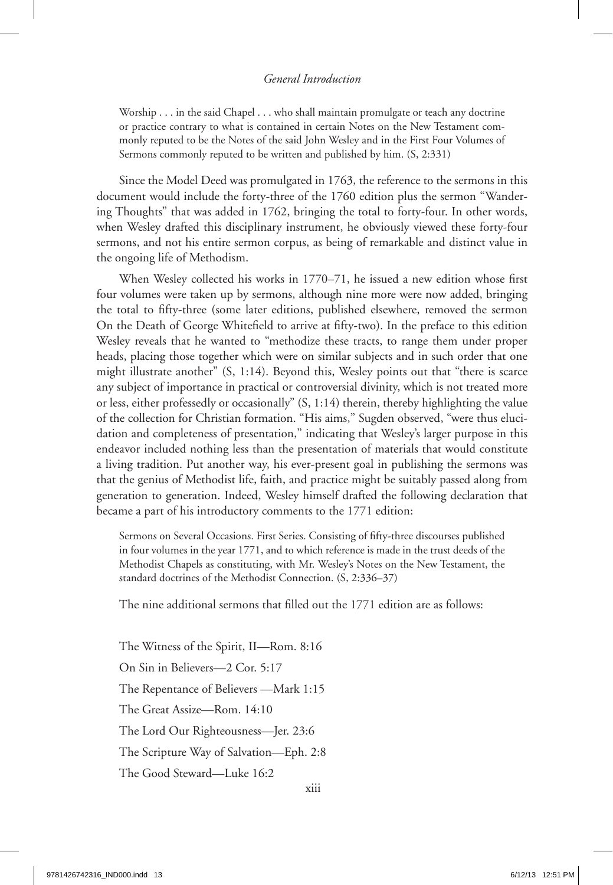> Worship . . . in the said Chapel . . . who shall maintain promulgate or teach any doctrine or practice contrary to what is contained in certain Notes on the New Testament commonly reputed to be the Notes of the said John Wesley and in the First Four Volumes of Sermons commonly reputed to be written and published by him. (S, 2:331)

Since the Model Deed was promulgated in 1763, the reference to the sermons in this document would include the forty-three of the 1760 edition plus the sermon "Wandering Thoughts" that was added in 1762, bringing the total to forty-four. In other words, when Wesley drafted this disciplinary instrument, he obviously viewed these forty-four sermons, and not his entire sermon corpus, as being of remarkable and distinct value in the ongoing life of Methodism.

When Wesley collected his works in 1770–71, he issued a new edition whose first four volumes were taken up by sermons, although nine more were now added, bringing the total to fifty-three (some later editions, published elsewhere, removed the sermon On the Death of George Whitefield to arrive at fifty-two). In the preface to this edition Wesley reveals that he wanted to "methodize these tracts, to range them under proper heads, placing those together which were on similar subjects and in such order that one might illustrate another" (S, 1:14). Beyond this, Wesley points out that "there is scarce any subject of importance in practical or controversial divinity, which is not treated more or less, either professedly or occasionally" (S, 1:14) therein, thereby highlighting the value of the collection for Christian formation. "His aims," Sugden observed, "were thus elucidation and completeness of presentation," indicating that Wesley's larger purpose in this endeavor included nothing less than the presentation of materials that would constitute a living tradition. Put another way, his ever-present goal in publishing the sermons was that the genius of Methodist life, faith, and practice might be suitably passed along from generation to generation. Indeed, Wesley himself drafted the following declaration that became a part of his introductory comments to the 1771 edition:

> Sermons on Several Occasions. First Series. Consisting of fifty-three discourses published in four volumes in the year 1771, and to which reference is made in the trust deeds of the Methodist Chapels as constituting, with Mr. Wesley's Notes on the New Testament, the standard doctrines of the Methodist Connection. (S, 2:336–37)

The nine additional sermons that filled out the 1771 edition are as follows:

The Witness of the Spirit, II—Rom. 8:16

On Sin in Believers—2 Cor. 5:17

The Repentance of Believers —Mark 1:15

The Great Assize—Rom. 14:10

The Lord Our Righteousness—Jer. 23:6

The Scripture Way of Salvation—Eph. 2:8

The Good Steward—Luke 16:2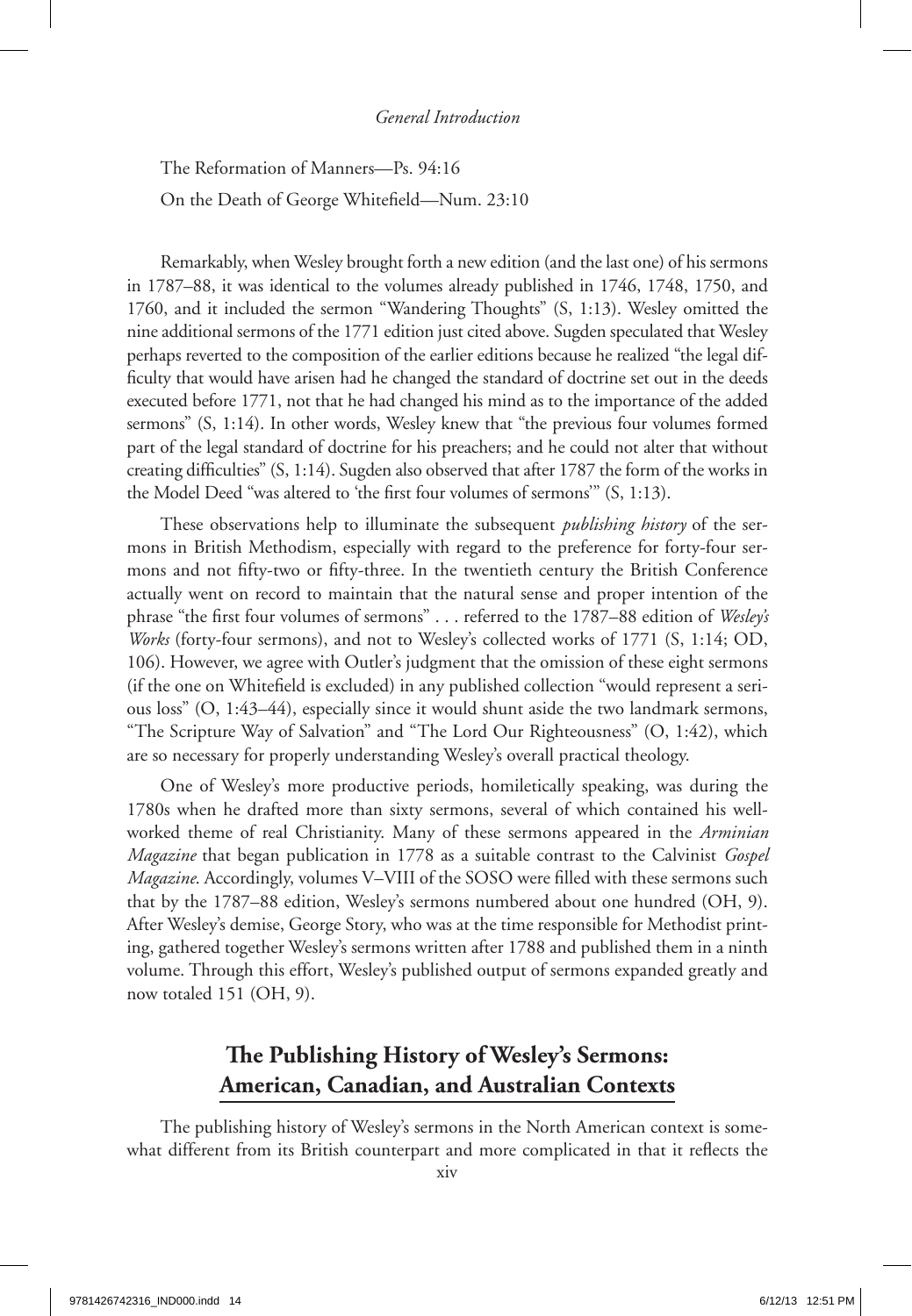The Reformation of Manners—Ps. 94:16

On the Death of George Whitefield—Num. 23:10

Remarkably, when Wesley brought forth a new edition (and the last one) of his sermons in 1787–88, it was identical to the volumes already published in 1746, 1748, 1750, and 1760, and it included the sermon "Wandering Thoughts" (S, 1:13). Wesley omitted the nine additional sermons of the 1771 edition just cited above. Sugden speculated that Wesley perhaps reverted to the composition of the earlier editions because he realized "the legal difficulty that would have arisen had he changed the standard of doctrine set out in the deeds executed before 1771, not that he had changed his mind as to the importance of the added sermons" (S, 1:14). In other words, Wesley knew that "the previous four volumes formed part of the legal standard of doctrine for his preachers; and he could not alter that without creating difficulties" (S, 1:14). Sugden also observed that after 1787 the form of the works in the Model Deed "was altered to 'the first four volumes of sermons'" (S, 1:13).

These observations help to illuminate the subsequent *publishing history* of the sermons in British Methodism, especially with regard to the preference for forty-four sermons and not fifty-two or fifty-three. In the twentieth century the British Conference actually went on record to maintain that the natural sense and proper intention of the phrase "the first four volumes of sermons" . . . referred to the 1787–88 edition of *Wesley's Works* (forty-four sermons), and not to Wesley's collected works of 1771 (S, 1:14; OD, 106). However, we agree with Outler's judgment that the omission of these eight sermons (if the one on Whitefield is excluded) in any published collection "would represent a serious loss" (O, 1:43–44), especially since it would shunt aside the two landmark sermons, "The Scripture Way of Salvation" and "The Lord Our Righteousness" (O, 1:42), which are so necessary for properly understanding Wesley's overall practical theology.

One of Wesley's more productive periods, homiletically speaking, was during the 1780s when he drafted more than sixty sermons, several of which contained his well-worked theme of real Christianity. Many of these sermons appeared in the *Arminian Magazine* that began publication in 1778 as a suitable contrast to the Calvinist *Gospel Magazine*. Accordingly, volumes V–VIII of the SOSO were filled with these sermons such that by the 1787–88 edition, Wesley's sermons numbered about one hundred (OH, 9). After Wesley's demise, George Story, who was at the time responsible for Methodist printing, gathered together Wesley's sermons written after 1788 and published them in a ninth volume. Through this effort, Wesley's published output of sermons expanded greatly and now totaled 151 (OH, 9).

## The Publishing History of Wesley's Sermons: American, Canadian, and Australian Contexts

The publishing history of Wesley's sermons in the North American context is somewhat different from its British counterpart and more complicated in that it reflects the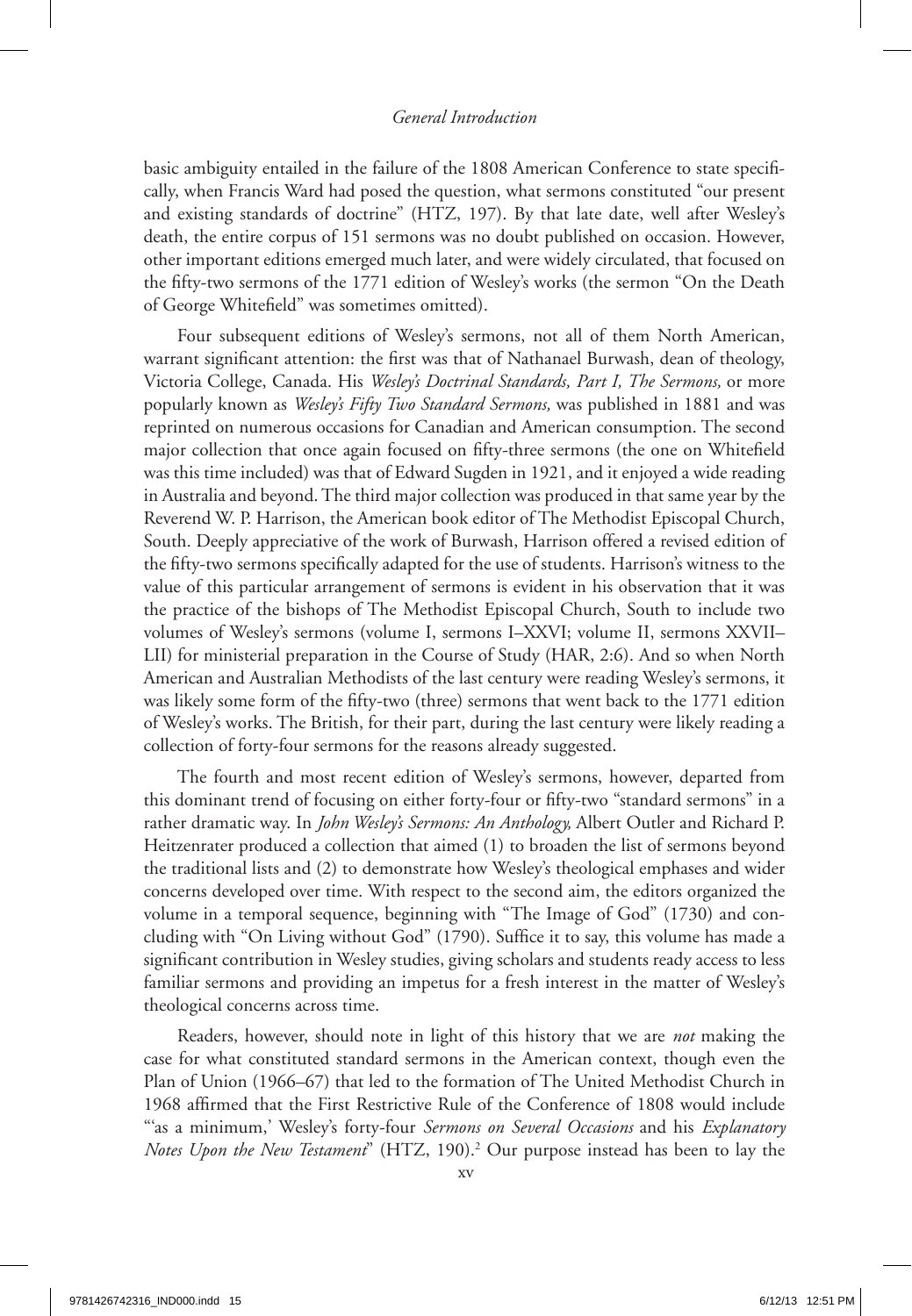basic ambiguity entailed in the failure of the 1808 American Conference to state specifically, when Francis Ward had posed the question, what sermons constituted "our present and existing standards of doctrine" (HTZ, 197). By that late date, well after Wesley's death, the entire corpus of 151 sermons was no doubt published on occasion. However, other important editions emerged much later, and were widely circulated, that focused on the fifty-two sermons of the 1771 edition of Wesley's works (the sermon "On the Death of George Whitefield" was sometimes omitted).

Four subsequent editions of Wesley's sermons, not all of them North American, warrant significant attention: the first was that of Nathanael Burwash, dean of theology, Victoria College, Canada. His *Wesley's Doctrinal Standards, Part I, The Sermons,* or more popularly known as *Wesley's Fifty Two Standard Sermons,* was published in 1881 and was reprinted on numerous occasions for Canadian and American consumption. The second major collection that once again focused on fifty-three sermons (the one on Whitefield was this time included) was that of Edward Sugden in 1921, and it enjoyed a wide reading in Australia and beyond. The third major collection was produced in that same year by the Reverend W. P. Harrison, the American book editor of The Methodist Episcopal Church, South. Deeply appreciative of the work of Burwash, Harrison offered a revised edition of the fifty-two sermons specifically adapted for the use of students. Harrison's witness to the value of this particular arrangement of sermons is evident in his observation that it was the practice of the bishops of The Methodist Episcopal Church, South to include two volumes of Wesley's sermons (volume I, sermons I–XXVI; volume II, sermons XXVII–LII) for ministerial preparation in the Course of Study (HAR, 2:6). And so when North American and Australian Methodists of the last century were reading Wesley's sermons, it was likely some form of the fifty-two (three) sermons that went back to the 1771 edition of Wesley's works. The British, for their part, during the last century were likely reading a collection of forty-four sermons for the reasons already suggested.

The fourth and most recent edition of Wesley's sermons, however, departed from this dominant trend of focusing on either forty-four or fifty-two "standard sermons" in a rather dramatic way. In *John Wesley's Sermons: An Anthology,* Albert Outler and Richard P. Heitzenrater produced a collection that aimed (1) to broaden the list of sermons beyond the traditional lists and (2) to demonstrate how Wesley's theological emphases and wider concerns developed over time. With respect to the second aim, the editors organized the volume in a temporal sequence, beginning with "The Image of God" (1730) and concluding with "On Living without God" (1790). Suffice it to say, this volume has made a significant contribution in Wesley studies, giving scholars and students ready access to less familiar sermons and providing an impetus for a fresh interest in the matter of Wesley's theological concerns across time.

Readers, however, should note in light of this history that we are *not* making the case for what constituted standard sermons in the American context, though even the Plan of Union (1966–67) that led to the formation of The United Methodist Church in 1968 affirmed that the First Restrictive Rule of the Conference of 1808 would include "'as a minimum,' Wesley's forty-four *Sermons on Several Occasions* and his *Explanatory Notes Upon the New Testament*" (HTZ, 190).[2] Our purpose instead has been to lay the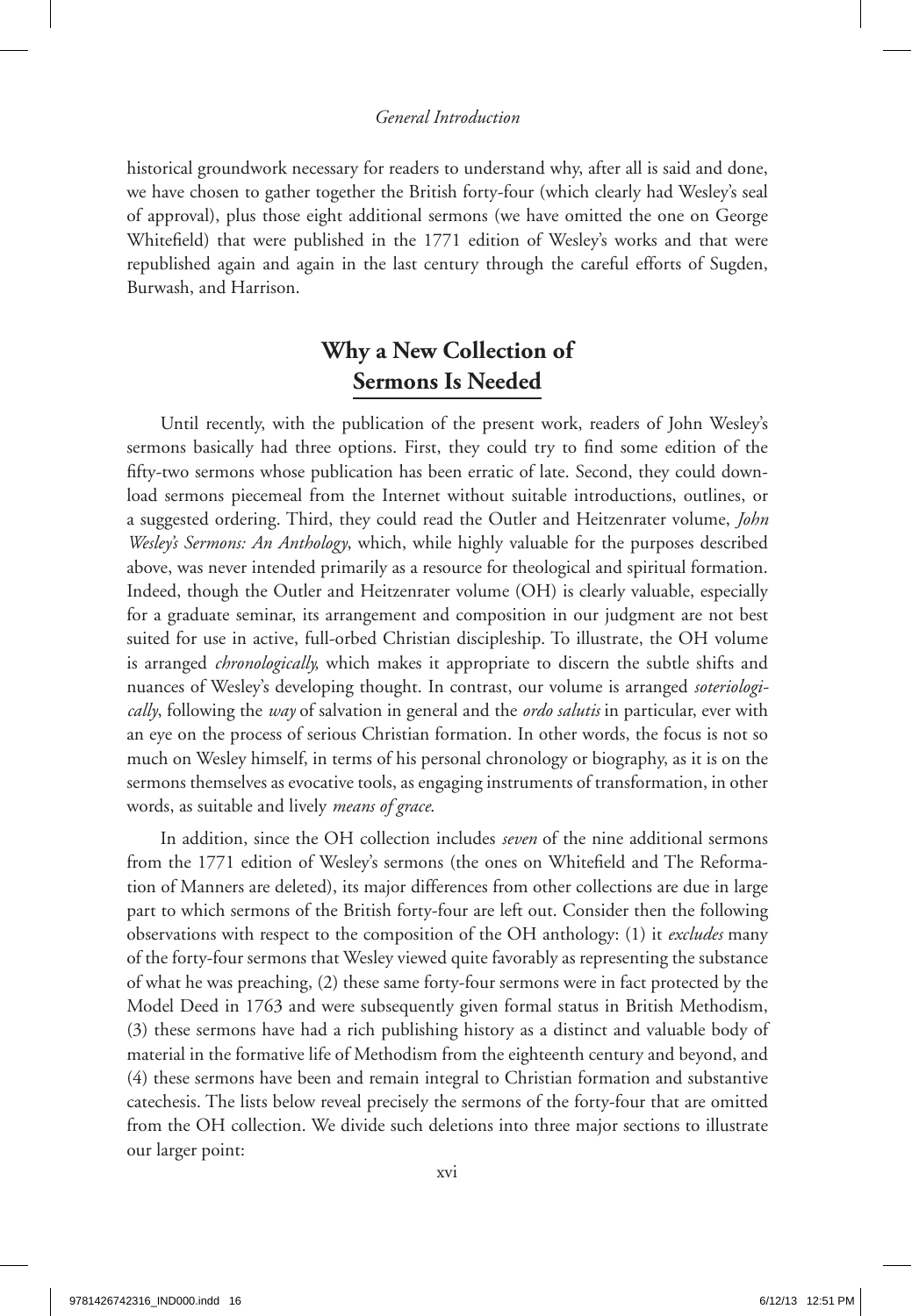historical groundwork necessary for readers to understand why, after all is said and done, we have chosen to gather together the British forty-four (which clearly had Wesley's seal of approval), plus those eight additional sermons (we have omitted the one on George Whitefield) that were published in the 1771 edition of Wesley's works and that were republished again and again in the last century through the careful efforts of Sugden, Burwash, and Harrison.

## Why a New Collection of Sermons Is Needed

Until recently, with the publication of the present work, readers of John Wesley's sermons basically had three options. First, they could try to find some edition of the fifty-two sermons whose publication has been erratic of late. Second, they could download sermons piecemeal from the Internet without suitable introductions, outlines, or a suggested ordering. Third, they could read the Outler and Heitzenrater volume, *John Wesley's Sermons: An Anthology*, which, while highly valuable for the purposes described above, was never intended primarily as a resource for theological and spiritual formation. Indeed, though the Outler and Heitzenrater volume (OH) is clearly valuable, especially for a graduate seminar, its arrangement and composition in our judgment are not best suited for use in active, full-orbed Christian discipleship. To illustrate, the OH volume is arranged *chronologically,* which makes it appropriate to discern the subtle shifts and nuances of Wesley's developing thought. In contrast, our volume is arranged *soteriologically*, following the *way* of salvation in general and the *ordo salutis* in particular, ever with an eye on the process of serious Christian formation. In other words, the focus is not so much on Wesley himself, in terms of his personal chronology or biography, as it is on the sermons themselves as evocative tools, as engaging instruments of transformation, in other words, as suitable and lively *means of grace*.

In addition, since the OH collection includes *seven* of the nine additional sermons from the 1771 edition of Wesley's sermons (the ones on Whitefield and The Reformation of Manners are deleted), its major differences from other collections are due in large part to which sermons of the British forty-four are left out. Consider then the following observations with respect to the composition of the OH anthology: (1) it *excludes* many of the forty-four sermons that Wesley viewed quite favorably as representing the substance of what he was preaching, (2) these same forty-four sermons were in fact protected by the Model Deed in 1763 and were subsequently given formal status in British Methodism, (3) these sermons have had a rich publishing history as a distinct and valuable body of material in the formative life of Methodism from the eighteenth century and beyond, and (4) these sermons have been and remain integral to Christian formation and substantive catechesis. The lists below reveal precisely the sermons of the forty-four that are omitted from the OH collection. We divide such deletions into three major sections to illustrate our larger point: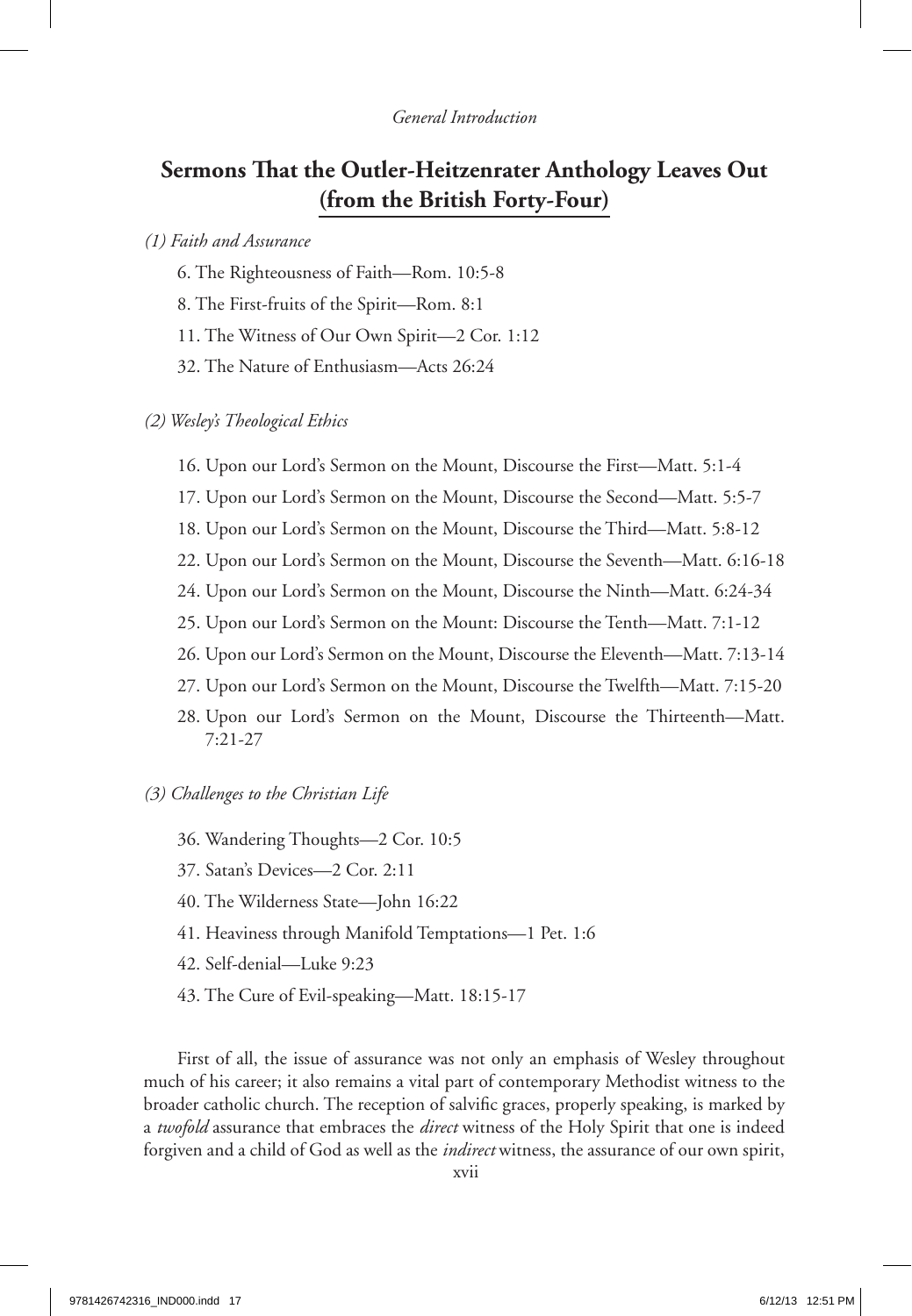## Sermons That the Outler-Heitzenrater Anthology Leaves Out (from the British Forty-Four)

*(1) Faith and Assurance*

6. The Righteousness of Faith—Rom. 10:5-8

8. The First-fruits of the Spirit—Rom. 8:1

11. The Witness of Our Own Spirit—2 Cor. 1:12

32. The Nature of Enthusiasm—Acts 26:24

*(2) Wesley's Theological Ethics*

16. Upon our Lord's Sermon on the Mount, Discourse the First—Matt. 5:1-4

17. Upon our Lord's Sermon on the Mount, Discourse the Second—Matt. 5:5-7

18. Upon our Lord's Sermon on the Mount, Discourse the Third—Matt. 5:8-12

22. Upon our Lord's Sermon on the Mount, Discourse the Seventh—Matt. 6:16-18

24. Upon our Lord's Sermon on the Mount, Discourse the Ninth—Matt. 6:24-34

25. Upon our Lord's Sermon on the Mount: Discourse the Tenth—Matt. 7:1-12

26. Upon our Lord's Sermon on the Mount, Discourse the Eleventh—Matt. 7:13-14

27. Upon our Lord's Sermon on the Mount, Discourse the Twelfth—Matt. 7:15-20

28. Upon our Lord's Sermon on the Mount, Discourse the Thirteenth—Matt. 7:21-27

*(3) Challenges to the Christian Life*

36. Wandering Thoughts—2 Cor. 10:5

37. Satan's Devices—2 Cor. 2:11

40. The Wilderness State—John 16:22

41. Heaviness through Manifold Temptations—1 Pet. 1:6

42. Self-denial—Luke 9:23

43. The Cure of Evil-speaking—Matt. 18:15-17

First of all, the issue of assurance was not only an emphasis of Wesley throughout much of his career; it also remains a vital part of contemporary Methodist witness to the broader catholic church. The reception of salvific graces, properly speaking, is marked by a *twofold* assurance that embraces the *direct* witness of the Holy Spirit that one is indeed forgiven and a child of God as well as the *indirect* witness, the assurance of our own spirit,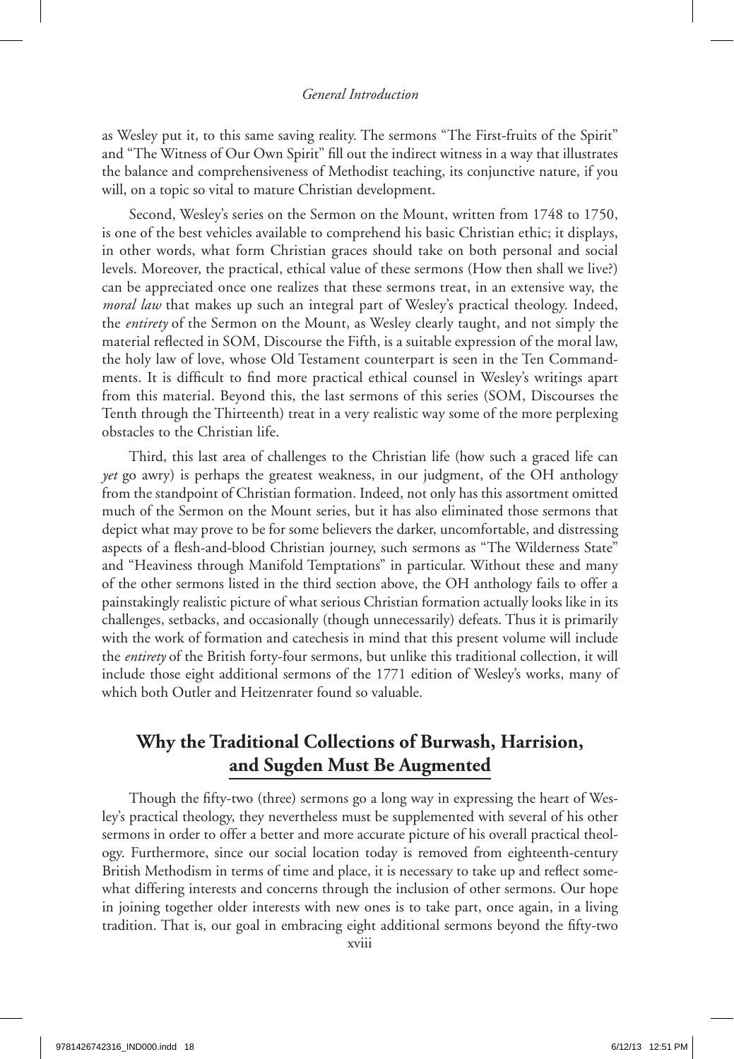as Wesley put it, to this same saving reality. The sermons "The First-fruits of the Spirit" and "The Witness of Our Own Spirit" fill out the indirect witness in a way that illustrates the balance and comprehensiveness of Methodist teaching, its conjunctive nature, if you will, on a topic so vital to mature Christian development.

Second, Wesley's series on the Sermon on the Mount, written from 1748 to 1750, is one of the best vehicles available to comprehend his basic Christian ethic; it displays, in other words, what form Christian graces should take on both personal and social levels. Moreover, the practical, ethical value of these sermons (How then shall we live?) can be appreciated once one realizes that these sermons treat, in an extensive way, the *moral law* that makes up such an integral part of Wesley's practical theology. Indeed, the *entirety* of the Sermon on the Mount, as Wesley clearly taught, and not simply the material reflected in SOM, Discourse the Fifth, is a suitable expression of the moral law, the holy law of love, whose Old Testament counterpart is seen in the Ten Commandments. It is difficult to find more practical ethical counsel in Wesley's writings apart from this material. Beyond this, the last sermons of this series (SOM, Discourses the Tenth through the Thirteenth) treat in a very realistic way some of the more perplexing obstacles to the Christian life.

Third, this last area of challenges to the Christian life (how such a graced life can *yet* go awry) is perhaps the greatest weakness, in our judgment, of the OH anthology from the standpoint of Christian formation. Indeed, not only has this assortment omitted much of the Sermon on the Mount series, but it has also eliminated those sermons that depict what may prove to be for some believers the darker, uncomfortable, and distressing aspects of a flesh-and-blood Christian journey, such sermons as "The Wilderness State" and "Heaviness through Manifold Temptations" in particular. Without these and many of the other sermons listed in the third section above, the OH anthology fails to offer a painstakingly realistic picture of what serious Christian formation actually looks like in its challenges, setbacks, and occasionally (though unnecessarily) defeats. Thus it is primarily with the work of formation and catechesis in mind that this present volume will include the *entirety* of the British forty-four sermons, but unlike this traditional collection, it will include those eight additional sermons of the 1771 edition of Wesley's works, many of which both Outler and Heitzenrater found so valuable.

## Why the Traditional Collections of Burwash, Harrision, and Sugden Must Be Augmented

Though the fifty-two (three) sermons go a long way in expressing the heart of Wesley's practical theology, they nevertheless must be supplemented with several of his other sermons in order to offer a better and more accurate picture of his overall practical theology. Furthermore, since our social location today is removed from eighteenth-century British Methodism in terms of time and place, it is necessary to take up and reflect somewhat differing interests and concerns through the inclusion of other sermons. Our hope in joining together older interests with new ones is to take part, once again, in a living tradition. That is, our goal in embracing eight additional sermons beyond the fifty-two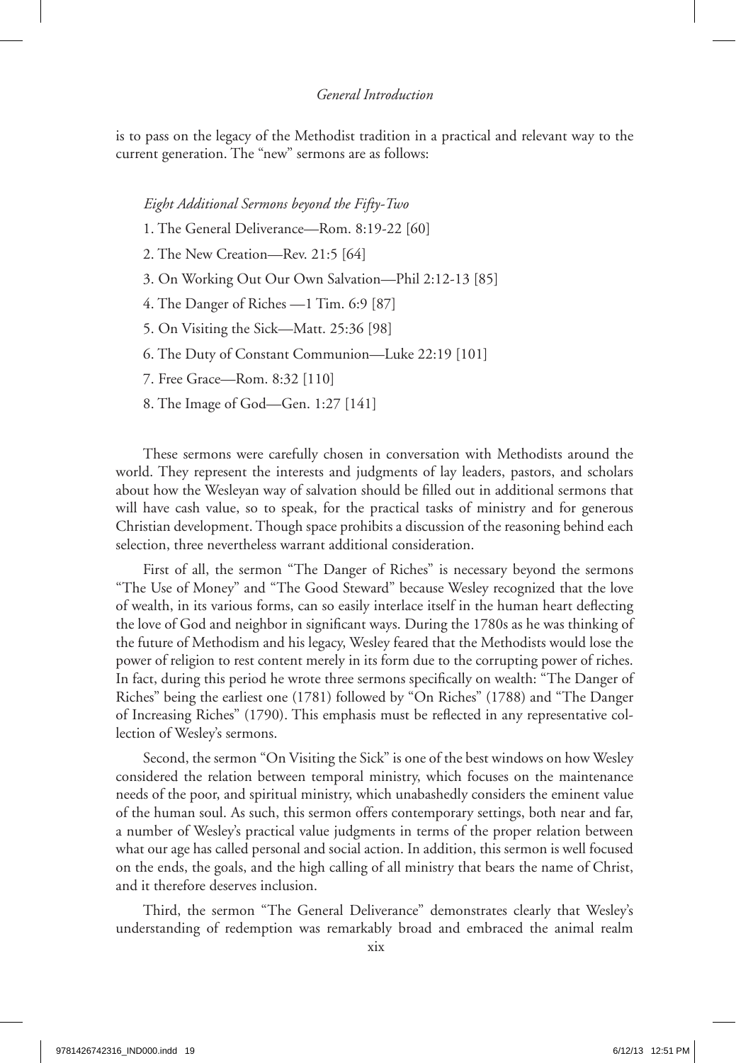is to pass on the legacy of the Methodist tradition in a practical and relevant way to the current generation. The "new" sermons are as follows:

*Eight Additional Sermons beyond the Fifty-Two*

1. The General Deliverance—Rom. 8:19-22 [60]
2. The New Creation—Rev. 21:5 [64]
3. On Working Out Our Own Salvation—Phil 2:12-13 [85]
4. The Danger of Riches —1 Tim. 6:9 [87]
5. On Visiting the Sick—Matt. 25:36 [98]
6. The Duty of Constant Communion—Luke 22:19 [101]
7. Free Grace—Rom. 8:32 [110]
8. The Image of God—Gen. 1:27 [141]

These sermons were carefully chosen in conversation with Methodists around the world. They represent the interests and judgments of lay leaders, pastors, and scholars about how the Wesleyan way of salvation should be filled out in additional sermons that will have cash value, so to speak, for the practical tasks of ministry and for generous Christian development. Though space prohibits a discussion of the reasoning behind each selection, three nevertheless warrant additional consideration.

First of all, the sermon "The Danger of Riches" is necessary beyond the sermons "The Use of Money" and "The Good Steward" because Wesley recognized that the love of wealth, in its various forms, can so easily interlace itself in the human heart deflecting the love of God and neighbor in significant ways. During the 1780s as he was thinking of the future of Methodism and his legacy, Wesley feared that the Methodists would lose the power of religion to rest content merely in its form due to the corrupting power of riches. In fact, during this period he wrote three sermons specifically on wealth: "The Danger of Riches" being the earliest one (1781) followed by "On Riches" (1788) and "The Danger of Increasing Riches" (1790). This emphasis must be reflected in any representative collection of Wesley's sermons.

Second, the sermon "On Visiting the Sick" is one of the best windows on how Wesley considered the relation between temporal ministry, which focuses on the maintenance needs of the poor, and spiritual ministry, which unabashedly considers the eminent value of the human soul. As such, this sermon offers contemporary settings, both near and far, a number of Wesley's practical value judgments in terms of the proper relation between what our age has called personal and social action. In addition, this sermon is well focused on the ends, the goals, and the high calling of all ministry that bears the name of Christ, and it therefore deserves inclusion.

Third, the sermon "The General Deliverance" demonstrates clearly that Wesley's understanding of redemption was remarkably broad and embraced the animal realm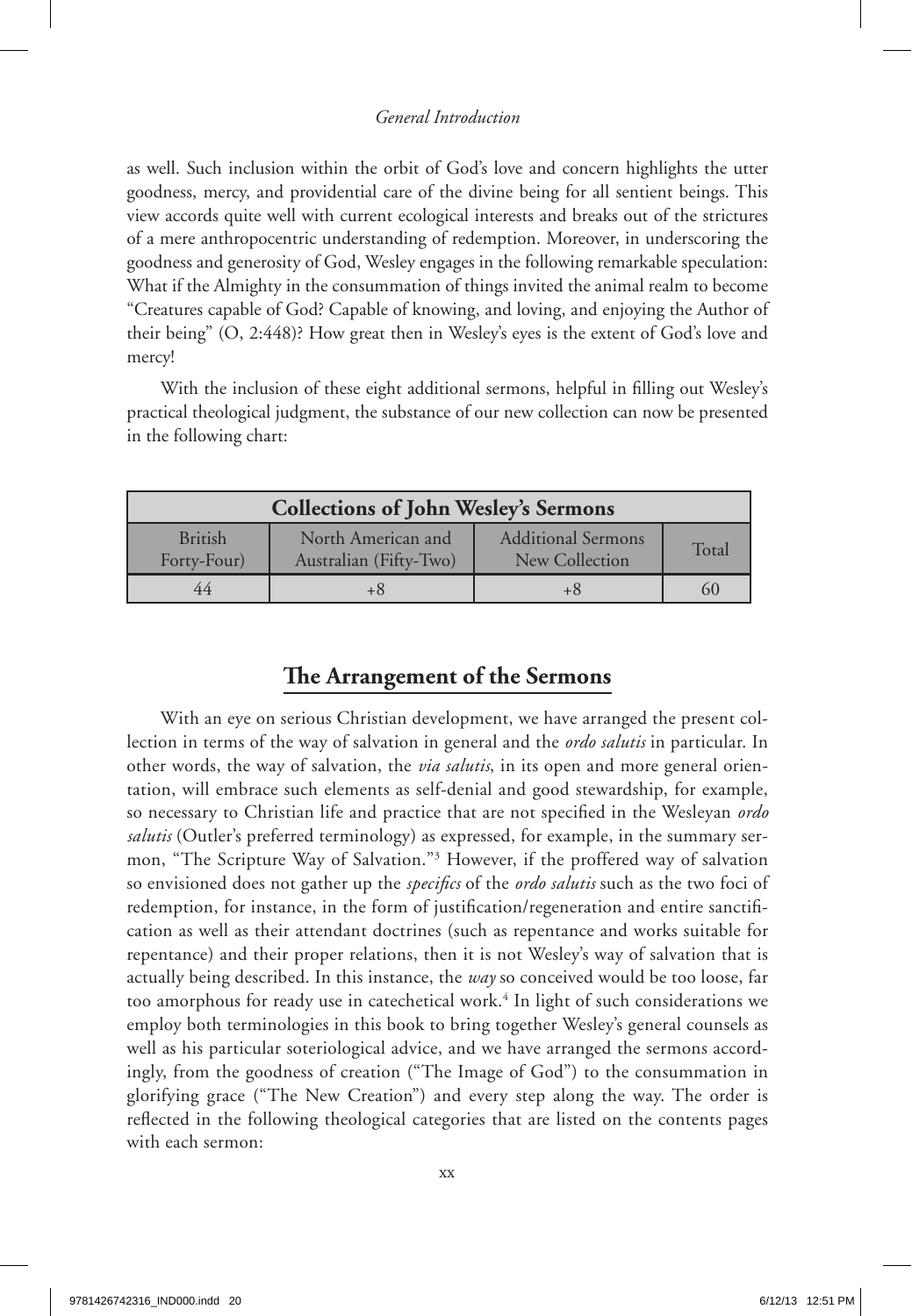as well. Such inclusion within the orbit of God's love and concern highlights the utter goodness, mercy, and providential care of the divine being for all sentient beings. This view accords quite well with current ecological interests and breaks out of the strictures of a mere anthropocentric understanding of redemption. Moreover, in underscoring the goodness and generosity of God, Wesley engages in the following remarkable speculation: What if the Almighty in the consummation of things invited the animal realm to become "Creatures capable of God? Capable of knowing, and loving, and enjoying the Author of their being" (O, 2:448)? How great then in Wesley's eyes is the extent of God's love and mercy!

With the inclusion of these eight additional sermons, helpful in filling out Wesley's practical theological judgment, the substance of our new collection can now be presented in the following chart:

| Collections of John Wesley's Sermons | | | |
|---|---|---|---|
| British Forty-Four) | North American and Australian (Fifty-Two) | Additional Sermons New Collection | Total |
| 44 | +8 | +8 | 60 |

## The Arrangement of the Sermons

With an eye on serious Christian development, we have arranged the present collection in terms of the way of salvation in general and the *ordo salutis* in particular. In other words, the way of salvation, the *via salutis*, in its open and more general orientation, will embrace such elements as self-denial and good stewardship, for example, so necessary to Christian life and practice that are not specified in the Wesleyan *ordo salutis* (Outler's preferred terminology) as expressed, for example, in the summary sermon, "The Scripture Way of Salvation."[3] However, if the proffered way of salvation so envisioned does not gather up the *specifics* of the *ordo salutis* such as the two foci of redemption, for instance, in the form of justification/regeneration and entire sanctification as well as their attendant doctrines (such as repentance and works suitable for repentance) and their proper relations, then it is not Wesley's way of salvation that is actually being described. In this instance, the *way* so conceived would be too loose, far too amorphous for ready use in catechetical work.[4] In light of such considerations we employ both terminologies in this book to bring together Wesley's general counsels as well as his particular soteriological advice, and we have arranged the sermons accordingly, from the goodness of creation ("The Image of God") to the consummation in glorifying grace ("The New Creation") and every step along the way. The order is reflected in the following theological categories that are listed on the contents pages with each sermon: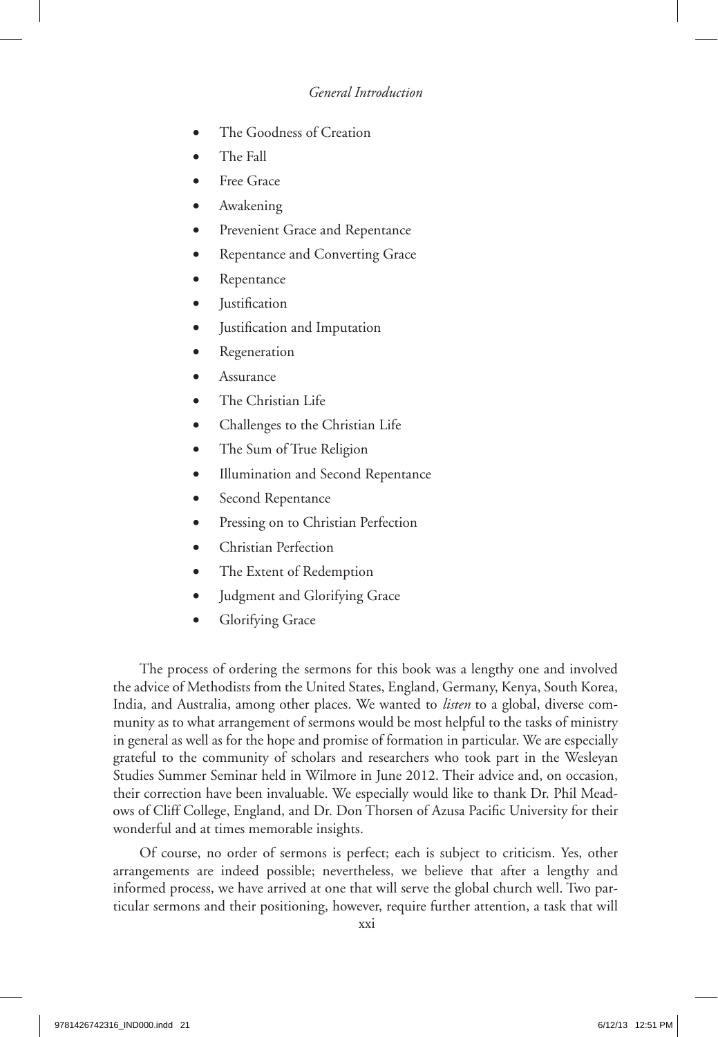- The Goodness of Creation
- The Fall
- Free Grace
- Awakening
- Prevenient Grace and Repentance
- Repentance and Converting Grace
- Repentance
- Justification
- Justification and Imputation
- Regeneration
- Assurance
- The Christian Life
- Challenges to the Christian Life
- The Sum of True Religion
- Illumination and Second Repentance
- Second Repentance
- Pressing on to Christian Perfection
- Christian Perfection
- The Extent of Redemption
- Judgment and Glorifying Grace
- Glorifying Grace

The process of ordering the sermons for this book was a lengthy one and involved the advice of Methodists from the United States, England, Germany, Kenya, South Korea, India, and Australia, among other places. We wanted to *listen* to a global, diverse community as to what arrangement of sermons would be most helpful to the tasks of ministry in general as well as for the hope and promise of formation in particular. We are especially grateful to the community of scholars and researchers who took part in the Wesleyan Studies Summer Seminar held in Wilmore in June 2012. Their advice and, on occasion, their correction have been invaluable. We especially would like to thank Dr. Phil Meadows of Cliff College, England, and Dr. Don Thorsen of Azusa Pacific University for their wonderful and at times memorable insights.

Of course, no order of sermons is perfect; each is subject to criticism. Yes, other arrangements are indeed possible; nevertheless, we believe that after a lengthy and informed process, we have arrived at one that will serve the global church well. Two particular sermons and their positioning, however, require further attention, a task that will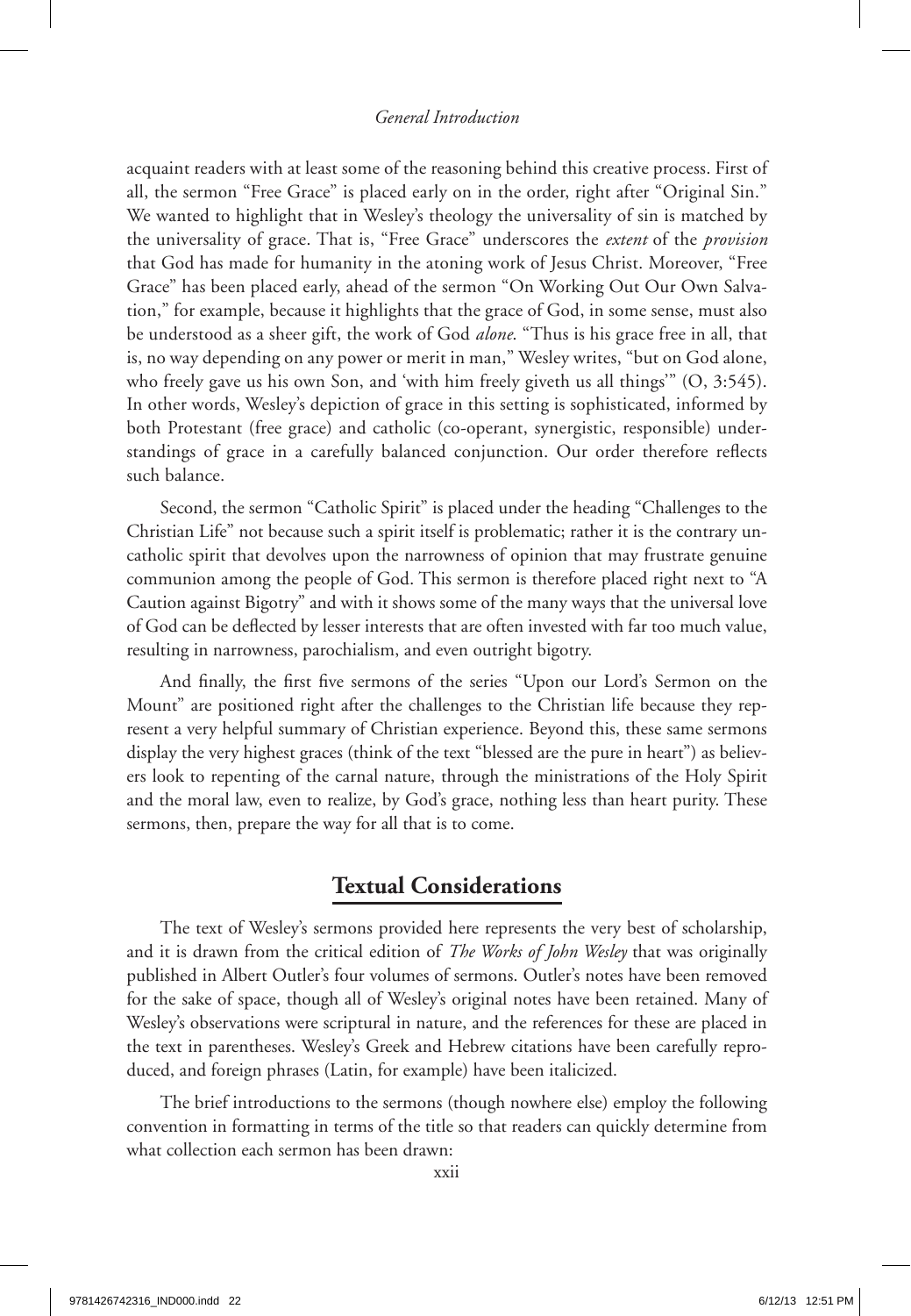acquaint readers with at least some of the reasoning behind this creative process. First of all, the sermon "Free Grace" is placed early on in the order, right after "Original Sin." We wanted to highlight that in Wesley's theology the universality of sin is matched by the universality of grace. That is, "Free Grace" underscores the *extent* of the *provision* that God has made for humanity in the atoning work of Jesus Christ. Moreover, "Free Grace" has been placed early, ahead of the sermon "On Working Out Our Own Salvation," for example, because it highlights that the grace of God, in some sense, must also be understood as a sheer gift, the work of God *alone*. "Thus is his grace free in all, that is, no way depending on any power or merit in man," Wesley writes, "but on God alone, who freely gave us his own Son, and 'with him freely giveth us all things'" (O, 3:545). In other words, Wesley's depiction of grace in this setting is sophisticated, informed by both Protestant (free grace) and catholic (co-operant, synergistic, responsible) understandings of grace in a carefully balanced conjunction. Our order therefore reflects such balance.

Second, the sermon "Catholic Spirit" is placed under the heading "Challenges to the Christian Life" not because such a spirit itself is problematic; rather it is the contrary uncatholic spirit that devolves upon the narrowness of opinion that may frustrate genuine communion among the people of God. This sermon is therefore placed right next to "A Caution against Bigotry" and with it shows some of the many ways that the universal love of God can be deflected by lesser interests that are often invested with far too much value, resulting in narrowness, parochialism, and even outright bigotry.

And finally, the first five sermons of the series "Upon our Lord's Sermon on the Mount" are positioned right after the challenges to the Christian life because they represent a very helpful summary of Christian experience. Beyond this, these same sermons display the very highest graces (think of the text "blessed are the pure in heart") as believers look to repenting of the carnal nature, through the ministrations of the Holy Spirit and the moral law, even to realize, by God's grace, nothing less than heart purity. These sermons, then, prepare the way for all that is to come.

## Textual Considerations

The text of Wesley's sermons provided here represents the very best of scholarship, and it is drawn from the critical edition of *The Works of John Wesley* that was originally published in Albert Outler's four volumes of sermons. Outler's notes have been removed for the sake of space, though all of Wesley's original notes have been retained. Many of Wesley's observations were scriptural in nature, and the references for these are placed in the text in parentheses. Wesley's Greek and Hebrew citations have been carefully reproduced, and foreign phrases (Latin, for example) have been italicized.

The brief introductions to the sermons (though nowhere else) employ the following convention in formatting in terms of the title so that readers can quickly determine from what collection each sermon has been drawn: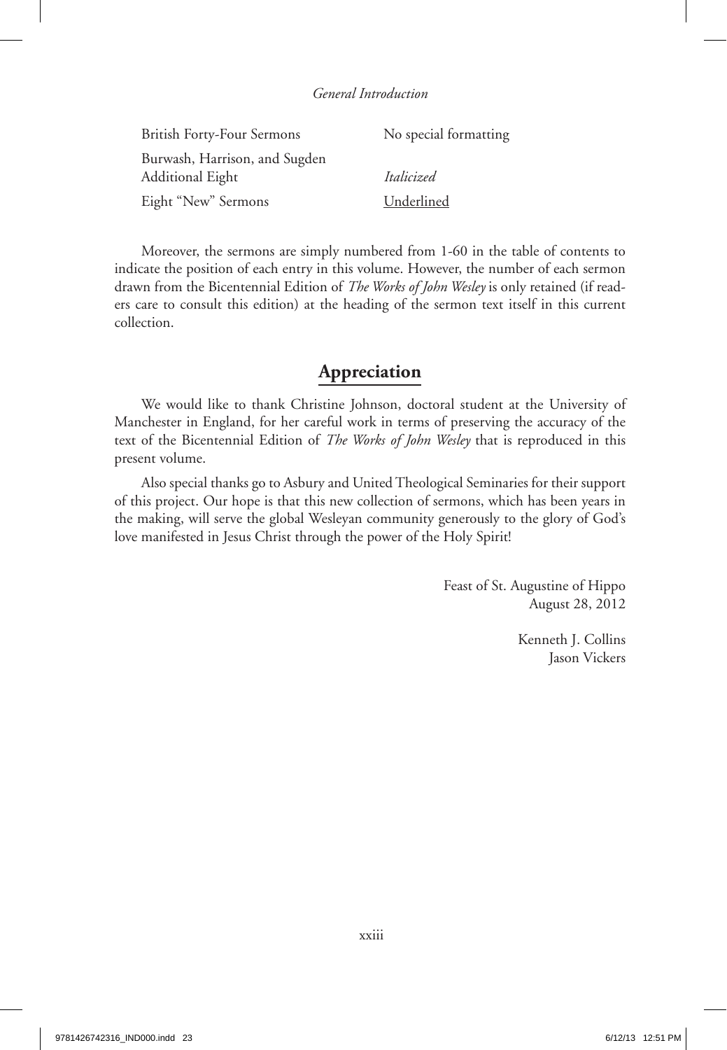| | |
|---|---|
| British Forty-Four Sermons | No special formatting |
| Burwash, Harrison, and Sugden Additional Eight | *Italicized* |
| Eight "New" Sermons | <u>Underlined</u> |

Moreover, the sermons are simply numbered from 1-60 in the table of contents to indicate the position of each entry in this volume. However, the number of each sermon drawn from the Bicentennial Edition of *The Works of John Wesley* is only retained (if readers care to consult this edition) at the heading of the sermon text itself in this current collection.

## Appreciation

We would like to thank Christine Johnson, doctoral student at the University of Manchester in England, for her careful work in terms of preserving the accuracy of the text of the Bicentennial Edition of *The Works of John Wesley* that is reproduced in this present volume.

Also special thanks go to Asbury and United Theological Seminaries for their support of this project. Our hope is that this new collection of sermons, which has been years in the making, will serve the global Wesleyan community generously to the glory of God's love manifested in Jesus Christ through the power of the Holy Spirit!

Feast of St. Augustine of Hippo
August 28, 2012

Kenneth J. Collins
Jason Vickers